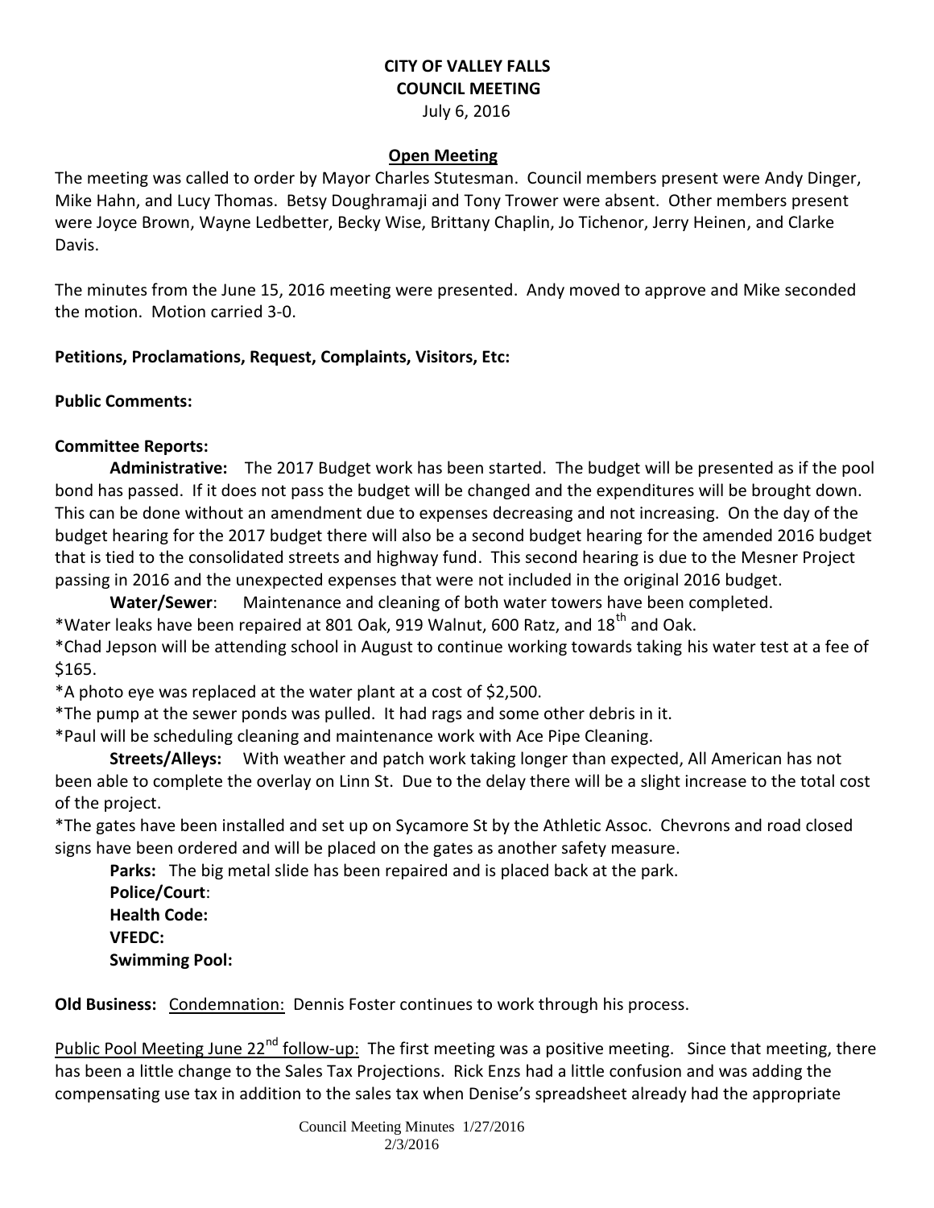# CITY OF VALLEY FALLS
## COUNCIL MEETING
July 6, 2016

**Open Meeting**

The meeting was called to order by Mayor Charles Stutesman. Council members present were Andy Dinger, Mike Hahn, and Lucy Thomas. Betsy Doughramaji and Tony Trower were absent. Other members present were Joyce Brown, Wayne Ledbetter, Becky Wise, Brittany Chaplin, Jo Tichenor, Jerry Heinen, and Clarke Davis.

The minutes from the June 15, 2016 meeting were presented. Andy moved to approve and Mike seconded the motion. Motion carried 3-0.

**Petitions, Proclamations, Request, Complaints, Visitors, Etc:**

**Public Comments:**

**Committee Reports:**

**Administrative:** The 2017 Budget work has been started. The budget will be presented as if the pool bond has passed. If it does not pass the budget will be changed and the expenditures will be brought down. This can be done without an amendment due to expenses decreasing and not increasing. On the day of the budget hearing for the 2017 budget there will also be a second budget hearing for the amended 2016 budget that is tied to the consolidated streets and highway fund. This second hearing is due to the Mesner Project passing in 2016 and the unexpected expenses that were not included in the original 2016 budget.

**Water/Sewer**: Maintenance and cleaning of both water towers have been completed.

*Water leaks have been repaired at 801 Oak, 919 Walnut, 600 Ratz, and 18th and Oak.

*Chad Jepson will be attending school in August to continue working towards taking his water test at a fee of $165.

*A photo eye was replaced at the water plant at a cost of $2,500.

*The pump at the sewer ponds was pulled. It had rags and some other debris in it.

*Paul will be scheduling cleaning and maintenance work with Ace Pipe Cleaning.

**Streets/Alleys:** With weather and patch work taking longer than expected, All American has not been able to complete the overlay on Linn St. Due to the delay there will be a slight increase to the total cost of the project.

*The gates have been installed and set up on Sycamore St by the Athletic Assoc. Chevrons and road closed signs have been ordered and will be placed on the gates as another safety measure.

**Parks:** The big metal slide has been repaired and is placed back at the park.

**Police/Court**:

**Health Code:**

**VFEDC:**

**Swimming Pool:**

**Old Business:** Condemnation: Dennis Foster continues to work through his process.

Public Pool Meeting June 22nd follow-up: The first meeting was a positive meeting. Since that meeting, there has been a little change to the Sales Tax Projections. Rick Enzs had a little confusion and was adding the compensating use tax in addition to the sales tax when Denise's spreadsheet already had the appropriate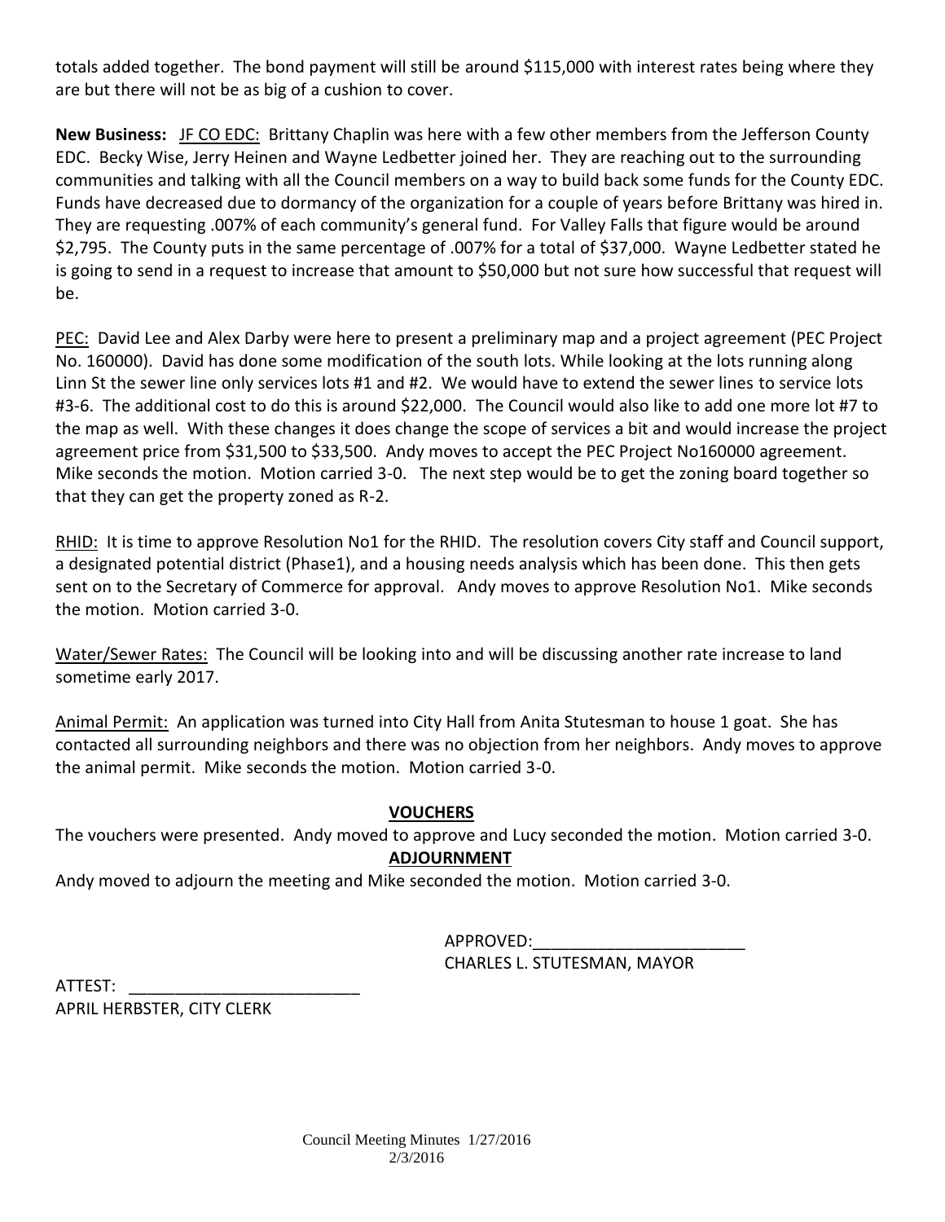totals added together. The bond payment will still be around $115,000 with interest rates being where they are but there will not be as big of a cushion to cover.

**New Business:** JF CO EDC: Brittany Chaplin was here with a few other members from the Jefferson County EDC. Becky Wise, Jerry Heinen and Wayne Ledbetter joined her. They are reaching out to the surrounding communities and talking with all the Council members on a way to build back some funds for the County EDC. Funds have decreased due to dormancy of the organization for a couple of years before Brittany was hired in. They are requesting .007% of each community's general fund. For Valley Falls that figure would be around $2,795. The County puts in the same percentage of .007% for a total of $37,000. Wayne Ledbetter stated he is going to send in a request to increase that amount to $50,000 but not sure how successful that request will be.

PEC: David Lee and Alex Darby were here to present a preliminary map and a project agreement (PEC Project No. 160000). David has done some modification of the south lots. While looking at the lots running along Linn St the sewer line only services lots #1 and #2. We would have to extend the sewer lines to service lots #3-6. The additional cost to do this is around $22,000. The Council would also like to add one more lot #7 to the map as well. With these changes it does change the scope of services a bit and would increase the project agreement price from $31,500 to $33,500. Andy moves to accept the PEC Project No160000 agreement. Mike seconds the motion. Motion carried 3-0. The next step would be to get the zoning board together so that they can get the property zoned as R-2.

RHID: It is time to approve Resolution No1 for the RHID. The resolution covers City staff and Council support, a designated potential district (Phase1), and a housing needs analysis which has been done. This then gets sent on to the Secretary of Commerce for approval. Andy moves to approve Resolution No1. Mike seconds the motion. Motion carried 3-0.

Water/Sewer Rates: The Council will be looking into and will be discussing another rate increase to land sometime early 2017.

Animal Permit: An application was turned into City Hall from Anita Stutesman to house 1 goat. She has contacted all surrounding neighbors and there was no objection from her neighbors. Andy moves to approve the animal permit. Mike seconds the motion. Motion carried 3-0.

**VOUCHERS**

The vouchers were presented. Andy moved to approve and Lucy seconded the motion. Motion carried 3-0.

**ADJOURNMENT**

Andy moved to adjourn the meeting and Mike seconded the motion. Motion carried 3-0.

APPROVED:_______________________
CHARLES L. STUTESMAN, MAYOR

ATTEST: _________________________
APRIL HERBSTER, CITY CLERK

Council Meeting Minutes 1/27/2016
2/3/2016